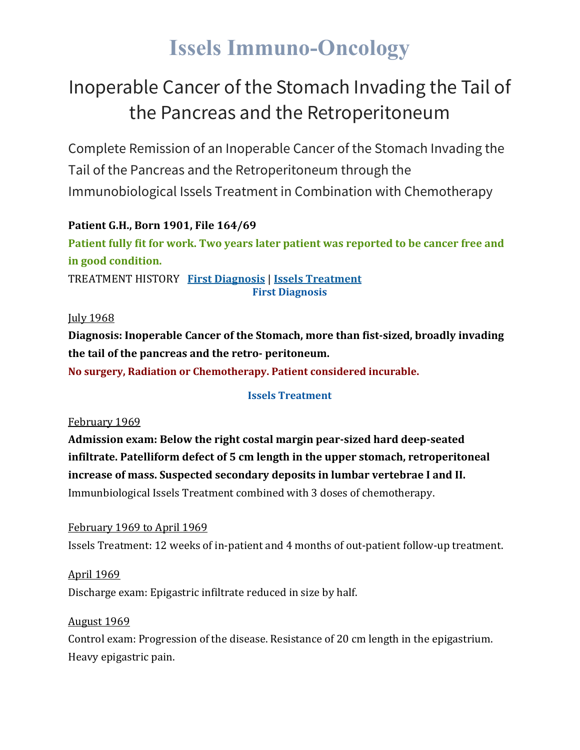# Issels Immuno-Oncology

## Inoperable Cancer of the Stomach Invading the Tail of the Pancreas and the Retroperitoneum

Complete Remission of an Inoperable Cancer of the Stomach Invading the Tail of the Pancreas and the Retroperitoneum through the Immunobiological Issels Treatment in Combination with Chemotherapy

**Patient G.H., Born 1901, File 164/69**

**Patient fully fit for work. Two years later patient was reported to be cancer free and in good condition.**

TREATMENT HISTORY **First Diagnosis** | **Issels Treatment**

### First Diagnosis

July 1968

**Diagnosis: Inoperable Cancer of the Stomach, more than fist-sized, broadly invading the tail of the pancreas and the retro- peritoneum.**

**No surgery, Radiation or Chemotherapy. Patient considered incurable.**

### Issels Treatment

February 1969

**Admission exam: Below the right costal margin pear-sized hard deep-seated infiltrate. Patelliform defect of 5 cm length in the upper stomach, retroperitoneal increase of mass. Suspected secondary deposits in lumbar vertebrae I and II.**

Immunbiological Issels Treatment combined with 3 doses of chemotherapy.

February 1969 to April 1969

Issels Treatment: 12 weeks of in-patient and 4 months of out-patient follow-up treatment.

April 1969

Discharge exam: Epigastric infiltrate reduced in size by half.

August 1969

Control exam: Progression of the disease. Resistance of 20 cm length in the epigastrium. Heavy epigastric pain.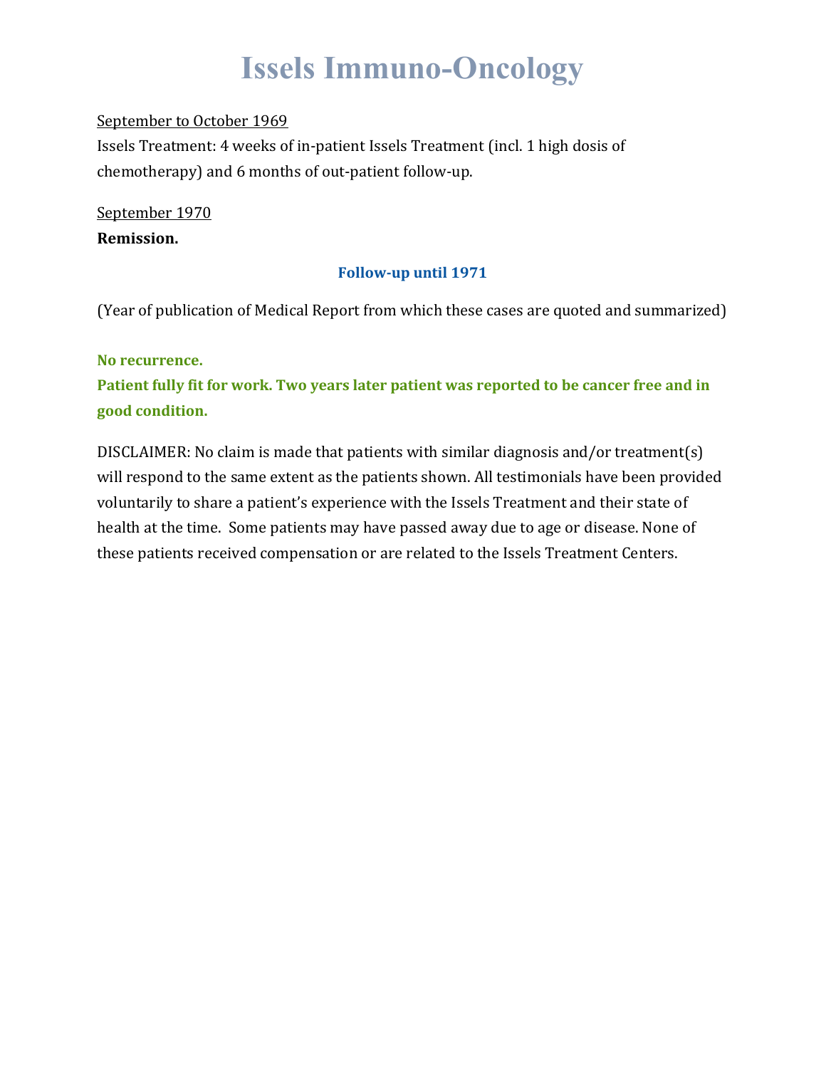# Issels Immuno-Oncology

September to October 1969

Issels Treatment: 4 weeks of in-patient Issels Treatment (incl. 1 high dosis of chemotherapy) and 6 months of out-patient follow-up.

September 1970

**Remission.**

**Follow-up until 1971**

(Year of publication of Medical Report from which these cases are quoted and summarized)

**No recurrence.**

**Patient fully fit for work. Two years later patient was reported to be cancer free and in good condition.**

DISCLAIMER: No claim is made that patients with similar diagnosis and/or treatment(s) will respond to the same extent as the patients shown. All testimonials have been provided voluntarily to share a patient's experience with the Issels Treatment and their state of health at the time. Some patients may have passed away due to age or disease. None of these patients received compensation or are related to the Issels Treatment Centers.